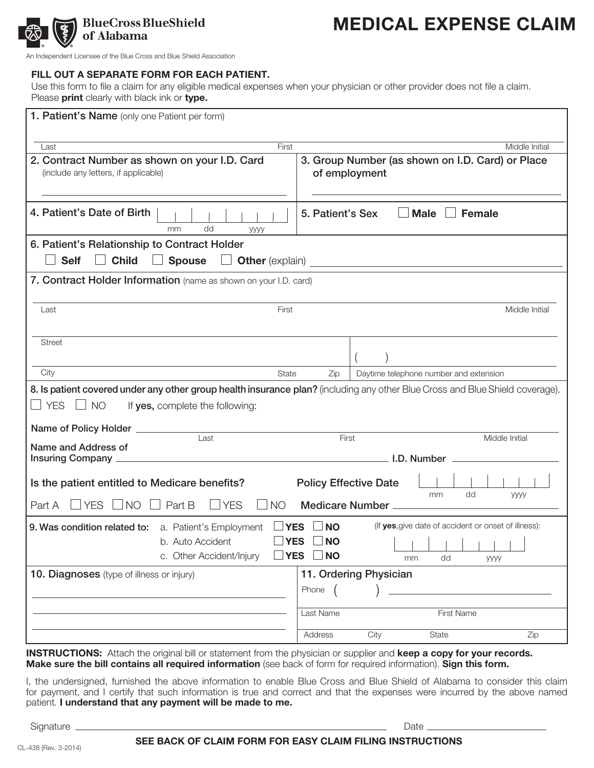BlueCross BlueShield of Alabama

An Independent Licensee of the Blue Cross and Blue Shield Association

# MEDICAL EXPENSE CLAIM

**FILL OUT A SEPARATE FORM FOR EACH PATIENT.**

Use this form to file a claim for any eligible medical expenses when your physician or other provider does not file a claim. Please **print** clearly with black ink or **type.**

**1. Patient's Name** (only one Patient per form)

Last _______________ First _______________ Middle Initial _______________

**2. Contract Number as shown on your I.D. Card** (include any letters, if applicable)

_______________

**3. Group Number (as shown on I.D. Card) or Place of employment**

_______________

**4. Patient's Date of Birth** mm dd yyyy

**5. Patient's Sex** ☐ Male ☐ Female

**6. Patient's Relationship to Contract Holder**

☐ Self ☐ Child ☐ Spouse ☐ **Other** (explain) _______________

**7. Contract Holder Information** (name as shown on your I.D. card)

Last _______________ First _______________ Middle Initial _______________

Street _______________

City _______________ State _______________ Zip _______________

( ) Daytime telephone number and extension _______________

**8. Is patient covered under any other group health insurance plan?** (including any other Blue Cross and Blue Shield coverage).

☐ YES ☐ NO If **yes,** complete the following:

Name of Policy Holder _______________ Last _______________ First _______________ Middle Initial _______________

Name and Address of Insuring Company _______________ I.D. Number _______________

Is the patient entitled to Medicare benefits?

Part A ☐ YES ☐ NO ☐ Part B ☐ YES ☐ NO

Policy Effective Date mm dd yyyy

Medicare Number _______________

**9. Was condition related to:**

a. Patient's Employment ☐ **YES** ☐ **NO**

b. Auto Accident ☐ **YES** ☐ **NO**

c. Other Accident/Injury ☐ **YES** ☐ **NO**

(If **yes**, give date of accident or onset of illness): mm dd yyyy

**10. Diagnoses** (type of illness or injury)

_______________

_______________

_______________

**11. Ordering Physician**

Phone ( ) _______________

Last Name _______________ First Name _______________

Address _______________ City _______________ State _______________ Zip _______________

**INSTRUCTIONS:** Attach the original bill or statement from the physician or supplier and **keep a copy for your records. Make sure the bill contains all required information** (see back of form for required information). **Sign this form.**

I, the undersigned, furnished the above information to enable Blue Cross and Blue Shield of Alabama to consider this claim for payment, and I certify that such information is true and correct and that the expenses were incurred by the above named patient. **I understand that any payment will be made to me.**

Signature _______________ Date _______________

**SEE BACK OF CLAIM FORM FOR EASY CLAIM FILING INSTRUCTIONS**

CL-438 (Rev. 3-2014)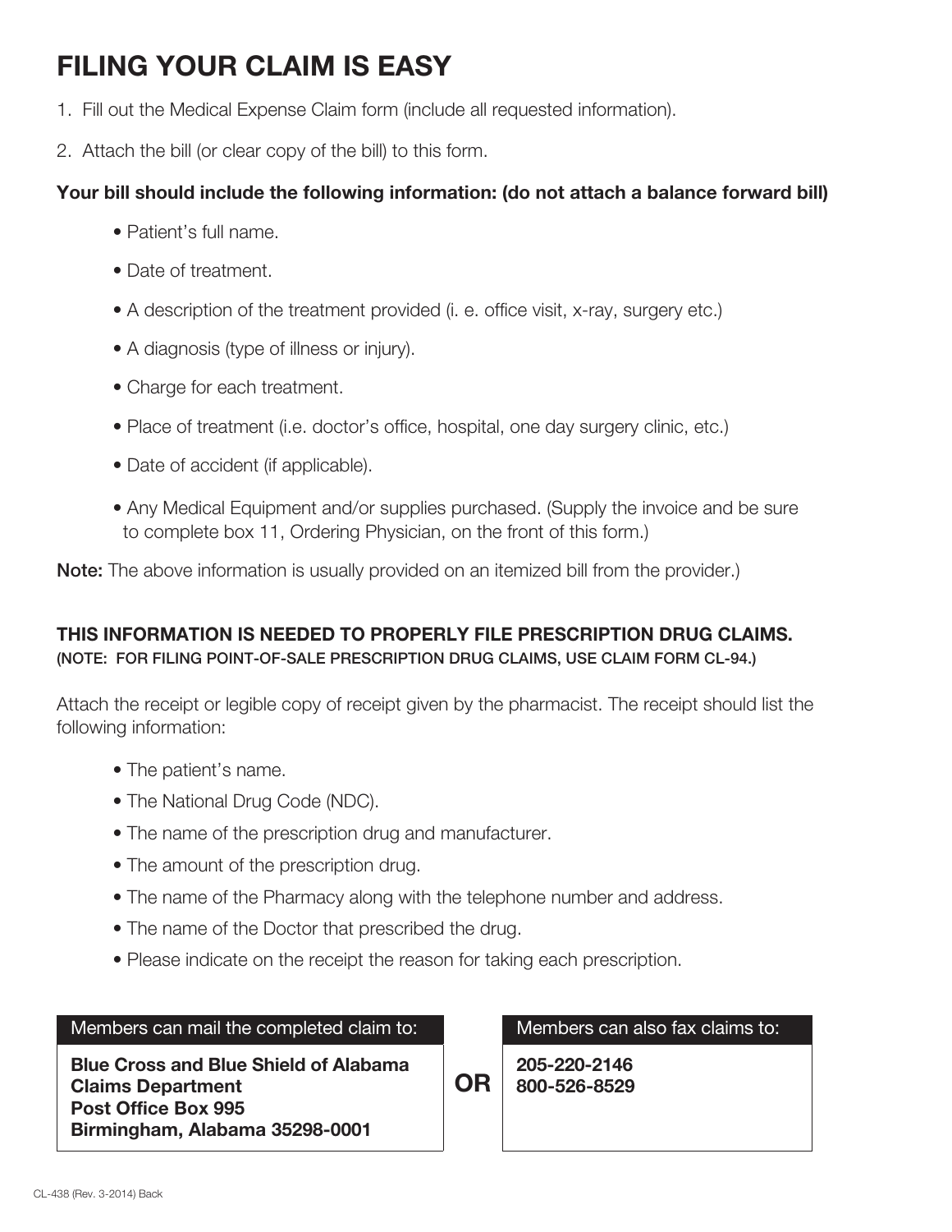# FILING YOUR CLAIM IS EASY

1. Fill out the Medical Expense Claim form (include all requested information).
2. Attach the bill (or clear copy of the bill) to this form.

**Your bill should include the following information: (do not attach a balance forward bill)**

- Patient's full name.
- Date of treatment.
- A description of the treatment provided (i. e. office visit, x-ray, surgery etc.)
- A diagnosis (type of illness or injury).
- Charge for each treatment.
- Place of treatment (i.e. doctor's office, hospital, one day surgery clinic, etc.)
- Date of accident (if applicable).
- Any Medical Equipment and/or supplies purchased. (Supply the invoice and be sure to complete box 11, Ordering Physician, on the front of this form.)

**Note:** The above information is usually provided on an itemized bill from the provider.)

**THIS INFORMATION IS NEEDED TO PROPERLY FILE PRESCRIPTION DRUG CLAIMS.**
**(NOTE: FOR FILING POINT-OF-SALE PRESCRIPTION DRUG CLAIMS, USE CLAIM FORM CL-94.)**

Attach the receipt or legible copy of receipt given by the pharmacist. The receipt should list the following information:

- The patient's name.
- The National Drug Code (NDC).
- The name of the prescription drug and manufacturer.
- The amount of the prescription drug.
- The name of the Pharmacy along with the telephone number and address.
- The name of the Doctor that prescribed the drug.
- Please indicate on the receipt the reason for taking each prescription.

Members can mail the completed claim to:

**Blue Cross and Blue Shield of Alabama**
**Claims Department**
**Post Office Box 995**
**Birmingham, Alabama 35298-0001**

**OR**

Members can also fax claims to:

**205-220-2146**
**800-526-8529**

CL-438 (Rev. 3-2014) Back